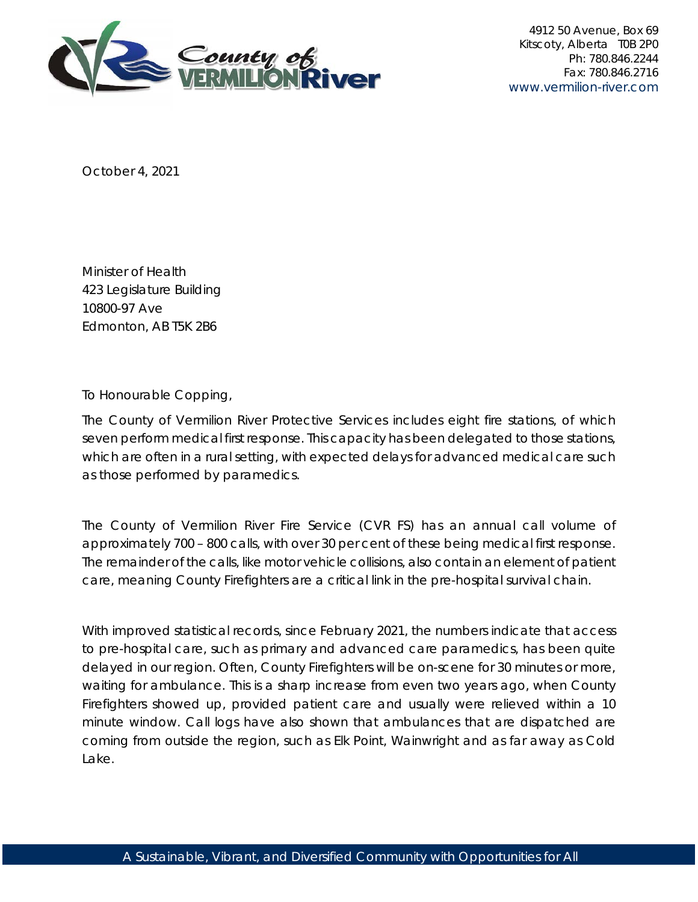4912 50 Avenue, Box 69
Kitscoty, Alberta T0B 2P0
Ph: 780.846.2244
Fax: 780.846.2716
www.vermilion-river.com

October 4, 2021

Minister of Health
423 Legislature Building
10800-97 Ave
Edmonton, AB T5K 2B6

To Honourable Copping,

The County of Vermilion River Protective Services includes eight fire stations, of which seven perform medical first response. This capacity has been delegated to those stations, which are often in a rural setting, with expected delays for advanced medical care such as those performed by paramedics.

The County of Vermilion River Fire Service (CVR FS) has an annual call volume of approximately 700 – 800 calls, with over 30 per cent of these being medical first response. The remainder of the calls, like motor vehicle collisions, also contain an element of patient care, meaning County Firefighters are a critical link in the pre-hospital survival chain.

With improved statistical records, since February 2021, the numbers indicate that access to pre-hospital care, such as primary and advanced care paramedics, has been quite delayed in our region. Often, County Firefighters will be on-scene for 30 minutes or more, waiting for ambulance. This is a sharp increase from even two years ago, when County Firefighters showed up, provided patient care and usually were relieved within a 10 minute window. Call logs have also shown that ambulances that are dispatched are coming from outside the region, such as Elk Point, Wainwright and as far away as Cold Lake.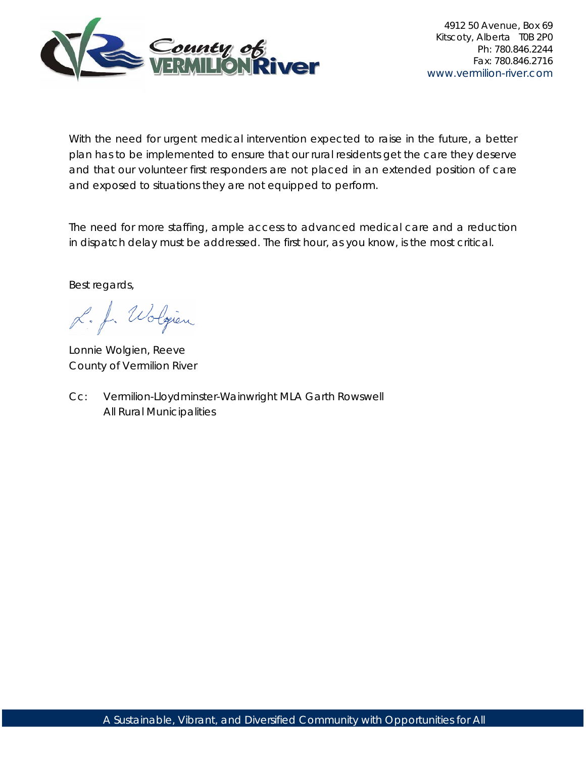4912 50 Avenue, Box 69
Kitscoty, Alberta T0B 2P0
Ph: 780.846.2244
Fax: 780.846.2716
www.vermilion-river.com

With the need for urgent medical intervention expected to raise in the future, a better plan has to be implemented to ensure that our rural residents get the care they deserve and that our volunteer first responders are not placed in an extended position of care and exposed to situations they are not equipped to perform.

The need for more staffing, ample access to advanced medical care and a reduction in dispatch delay must be addressed. The first hour, as you know, is the most critical.

Best regards,

L. J. Wolgien

Lonnie Wolgien, Reeve
County of Vermilion River

Cc: Vermilion-Lloydminster-Wainwright MLA Garth Rowswell
All Rural Municipalities

A Sustainable, Vibrant, and Diversified Community with Opportunities for All